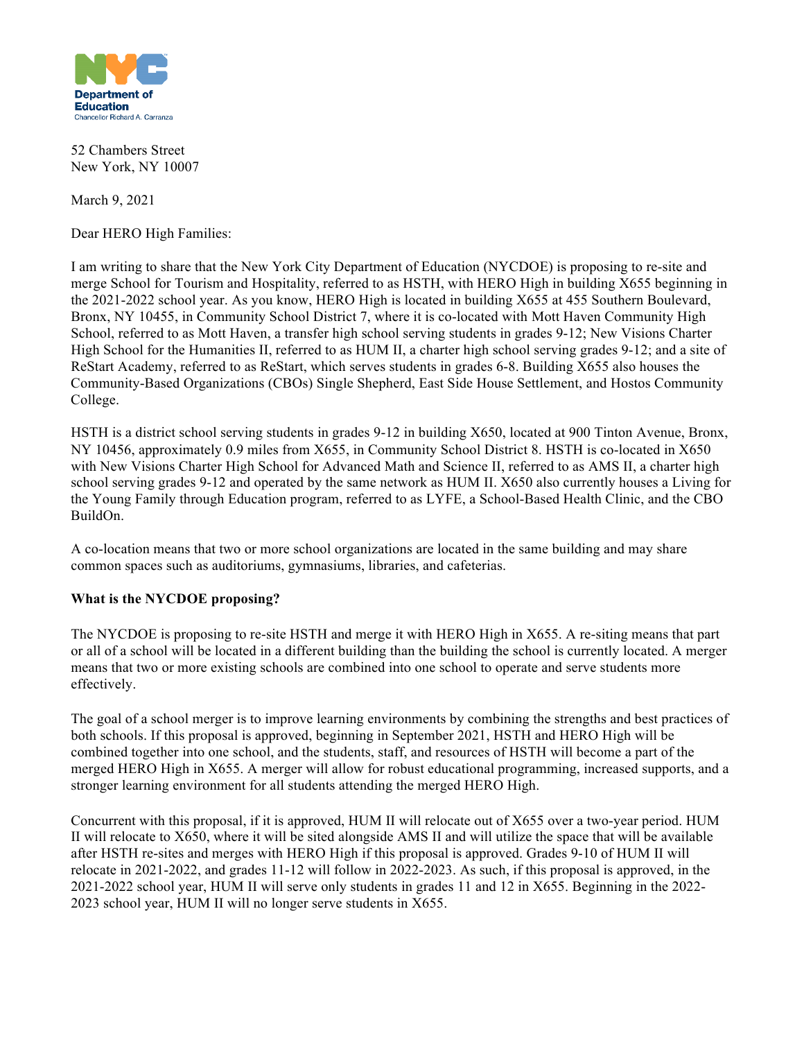NYC Department of Education
Chancellor Richard A. Carranza

52 Chambers Street
New York, NY 10007

March 9, 2021

Dear HERO High Families:

I am writing to share that the New York City Department of Education (NYCDOE) is proposing to re-site and merge School for Tourism and Hospitality, referred to as HSTH, with HERO High in building X655 beginning in the 2021-2022 school year. As you know, HERO High is located in building X655 at 455 Southern Boulevard, Bronx, NY 10455, in Community School District 7, where it is co-located with Mott Haven Community High School, referred to as Mott Haven, a transfer high school serving students in grades 9-12; New Visions Charter High School for the Humanities II, referred to as HUM II, a charter high school serving grades 9-12; and a site of ReStart Academy, referred to as ReStart, which serves students in grades 6-8. Building X655 also houses the Community-Based Organizations (CBOs) Single Shepherd, East Side House Settlement, and Hostos Community College.

HSTH is a district school serving students in grades 9-12 in building X650, located at 900 Tinton Avenue, Bronx, NY 10456, approximately 0.9 miles from X655, in Community School District 8. HSTH is co-located in X650 with New Visions Charter High School for Advanced Math and Science II, referred to as AMS II, a charter high school serving grades 9-12 and operated by the same network as HUM II. X650 also currently houses a Living for the Young Family through Education program, referred to as LYFE, a School-Based Health Clinic, and the CBO BuildOn.

A co-location means that two or more school organizations are located in the same building and may share common spaces such as auditoriums, gymnasiums, libraries, and cafeterias.

**What is the NYCDOE proposing?**

The NYCDOE is proposing to re-site HSTH and merge it with HERO High in X655. A re-siting means that part or all of a school will be located in a different building than the building the school is currently located. A merger means that two or more existing schools are combined into one school to operate and serve students more effectively.

The goal of a school merger is to improve learning environments by combining the strengths and best practices of both schools. If this proposal is approved, beginning in September 2021, HSTH and HERO High will be combined together into one school, and the students, staff, and resources of HSTH will become a part of the merged HERO High in X655. A merger will allow for robust educational programming, increased supports, and a stronger learning environment for all students attending the merged HERO High.

Concurrent with this proposal, if it is approved, HUM II will relocate out of X655 over a two-year period. HUM II will relocate to X650, where it will be sited alongside AMS II and will utilize the space that will be available after HSTH re-sites and merges with HERO High if this proposal is approved. Grades 9-10 of HUM II will relocate in 2021-2022, and grades 11-12 will follow in 2022-2023. As such, if this proposal is approved, in the 2021-2022 school year, HUM II will serve only students in grades 11 and 12 in X655. Beginning in the 2022-2023 school year, HUM II will no longer serve students in X655.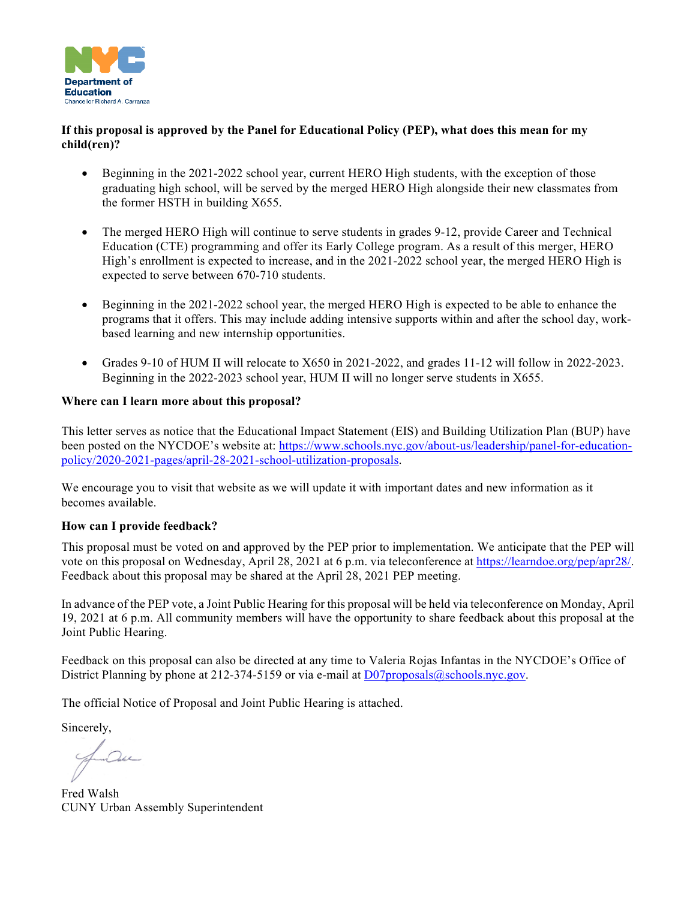NYC Department of Education
Chancellor Richard A. Carranza

**If this proposal is approved by the Panel for Educational Policy (PEP), what does this mean for my child(ren)?**

- Beginning in the 2021-2022 school year, current HERO High students, with the exception of those graduating high school, will be served by the merged HERO High alongside their new classmates from the former HSTH in building X655.
- The merged HERO High will continue to serve students in grades 9-12, provide Career and Technical Education (CTE) programming and offer its Early College program. As a result of this merger, HERO High's enrollment is expected to increase, and in the 2021-2022 school year, the merged HERO High is expected to serve between 670-710 students.
- Beginning in the 2021-2022 school year, the merged HERO High is expected to be able to enhance the programs that it offers. This may include adding intensive supports within and after the school day, work-based learning and new internship opportunities.
- Grades 9-10 of HUM II will relocate to X650 in 2021-2022, and grades 11-12 will follow in 2022-2023. Beginning in the 2022-2023 school year, HUM II will no longer serve students in X655.

**Where can I learn more about this proposal?**

This letter serves as notice that the Educational Impact Statement (EIS) and Building Utilization Plan (BUP) have been posted on the NYCDOE's website at: https://www.schools.nyc.gov/about-us/leadership/panel-for-education-policy/2020-2021-pages/april-28-2021-school-utilization-proposals.

We encourage you to visit that website as we will update it with important dates and new information as it becomes available.

**How can I provide feedback?**

This proposal must be voted on and approved by the PEP prior to implementation. We anticipate that the PEP will vote on this proposal on Wednesday, April 28, 2021 at 6 p.m. via teleconference at https://learndoe.org/pep/apr28/. Feedback about this proposal may be shared at the April 28, 2021 PEP meeting.

In advance of the PEP vote, a Joint Public Hearing for this proposal will be held via teleconference on Monday, April 19, 2021 at 6 p.m. All community members will have the opportunity to share feedback about this proposal at the Joint Public Hearing.

Feedback on this proposal can also be directed at any time to Valeria Rojas Infantas in the NYCDOE's Office of District Planning by phone at 212-374-5159 or via e-mail at D07proposals@schools.nyc.gov.

The official Notice of Proposal and Joint Public Hearing is attached.

Sincerely,

Fred Walsh
CUNY Urban Assembly Superintendent